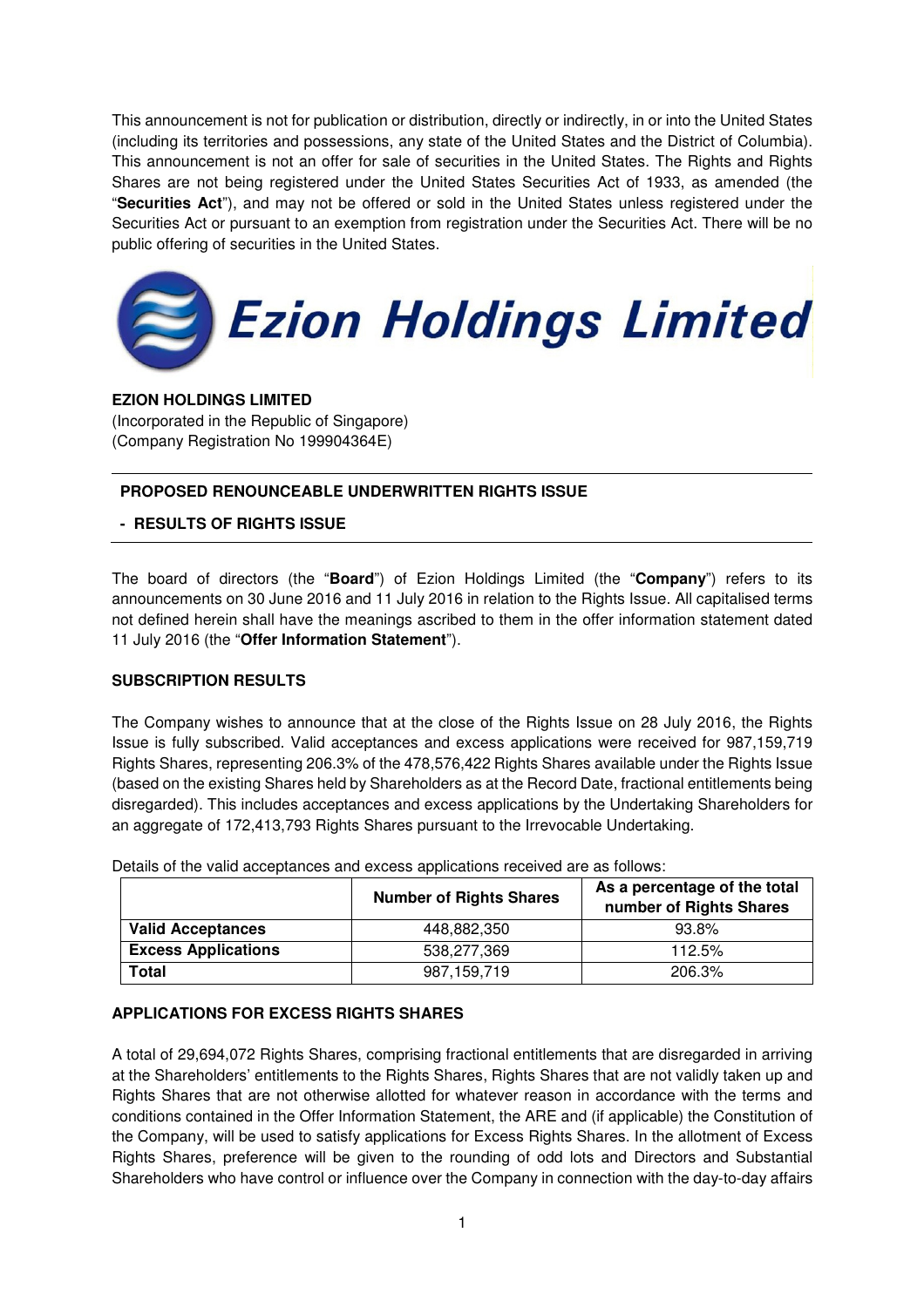This announcement is not for publication or distribution, directly or indirectly, in or into the United States (including its territories and possessions, any state of the United States and the District of Columbia). This announcement is not an offer for sale of securities in the United States. The Rights and Rights Shares are not being registered under the United States Securities Act of 1933, as amended (the "**Securities Act**"), and may not be offered or sold in the United States unless registered under the Securities Act or pursuant to an exemption from registration under the Securities Act. There will be no public offering of securities in the United States.

# Ezion Holdings Limited

**EZION HOLDINGS LIMITED**
(Incorporated in the Republic of Singapore)
(Company Registration No 199904364E)

## PROPOSED RENOUNCEABLE UNDERWRITTEN RIGHTS ISSUE

## - RESULTS OF RIGHTS ISSUE

The board of directors (the "**Board**") of Ezion Holdings Limited (the "**Company**") refers to its announcements on 30 June 2016 and 11 July 2016 in relation to the Rights Issue. All capitalised terms not defined herein shall have the meanings ascribed to them in the offer information statement dated 11 July 2016 (the "**Offer Information Statement**").

### SUBSCRIPTION RESULTS

The Company wishes to announce that at the close of the Rights Issue on 28 July 2016, the Rights Issue is fully subscribed. Valid acceptances and excess applications were received for 987,159,719 Rights Shares, representing 206.3% of the 478,576,422 Rights Shares available under the Rights Issue (based on the existing Shares held by Shareholders as at the Record Date, fractional entitlements being disregarded). This includes acceptances and excess applications by the Undertaking Shareholders for an aggregate of 172,413,793 Rights Shares pursuant to the Irrevocable Undertaking.

Details of the valid acceptances and excess applications received are as follows:

| | Number of Rights Shares | As a percentage of the total number of Rights Shares |
|---|---|---|
| **Valid Acceptances** | 448,882,350 | 93.8% |
| **Excess Applications** | 538,277,369 | 112.5% |
| **Total** | 987,159,719 | 206.3% |

### APPLICATIONS FOR EXCESS RIGHTS SHARES

A total of 29,694,072 Rights Shares, comprising fractional entitlements that are disregarded in arriving at the Shareholders' entitlements to the Rights Shares, Rights Shares that are not validly taken up and Rights Shares that are not otherwise allotted for whatever reason in accordance with the terms and conditions contained in the Offer Information Statement, the ARE and (if applicable) the Constitution of the Company, will be used to satisfy applications for Excess Rights Shares. In the allotment of Excess Rights Shares, preference will be given to the rounding of odd lots and Directors and Substantial Shareholders who have control or influence over the Company in connection with the day-to-day affairs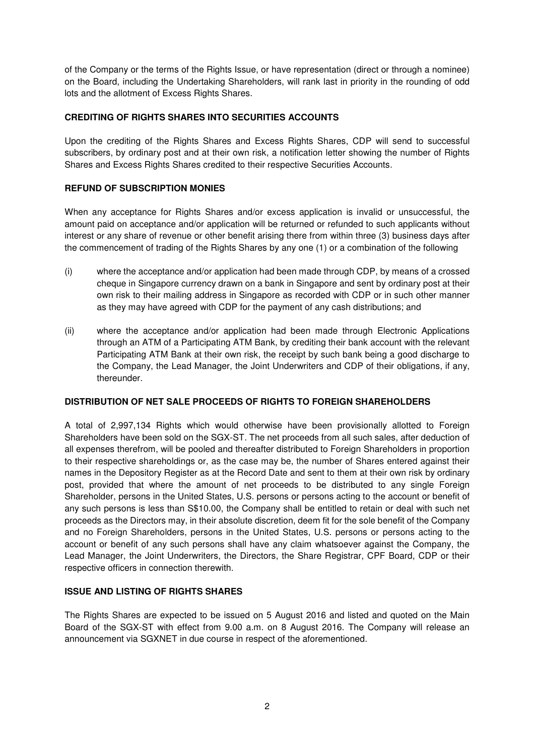of the Company or the terms of the Rights Issue, or have representation (direct or through a nominee) on the Board, including the Undertaking Shareholders, will rank last in priority in the rounding of odd lots and the allotment of Excess Rights Shares.

**CREDITING OF RIGHTS SHARES INTO SECURITIES ACCOUNTS**

Upon the crediting of the Rights Shares and Excess Rights Shares, CDP will send to successful subscribers, by ordinary post and at their own risk, a notification letter showing the number of Rights Shares and Excess Rights Shares credited to their respective Securities Accounts.

**REFUND OF SUBSCRIPTION MONIES**

When any acceptance for Rights Shares and/or excess application is invalid or unsuccessful, the amount paid on acceptance and/or application will be returned or refunded to such applicants without interest or any share of revenue or other benefit arising there from within three (3) business days after the commencement of trading of the Rights Shares by any one (1) or a combination of the following

(i) where the acceptance and/or application had been made through CDP, by means of a crossed cheque in Singapore currency drawn on a bank in Singapore and sent by ordinary post at their own risk to their mailing address in Singapore as recorded with CDP or in such other manner as they may have agreed with CDP for the payment of any cash distributions; and

(ii) where the acceptance and/or application had been made through Electronic Applications through an ATM of a Participating ATM Bank, by crediting their bank account with the relevant Participating ATM Bank at their own risk, the receipt by such bank being a good discharge to the Company, the Lead Manager, the Joint Underwriters and CDP of their obligations, if any, thereunder.

**DISTRIBUTION OF NET SALE PROCEEDS OF RIGHTS TO FOREIGN SHAREHOLDERS**

A total of 2,997,134 Rights which would otherwise have been provisionally allotted to Foreign Shareholders have been sold on the SGX-ST. The net proceeds from all such sales, after deduction of all expenses therefrom, will be pooled and thereafter distributed to Foreign Shareholders in proportion to their respective shareholdings or, as the case may be, the number of Shares entered against their names in the Depository Register as at the Record Date and sent to them at their own risk by ordinary post, provided that where the amount of net proceeds to be distributed to any single Foreign Shareholder, persons in the United States, U.S. persons or persons acting to the account or benefit of any such persons is less than S$10.00, the Company shall be entitled to retain or deal with such net proceeds as the Directors may, in their absolute discretion, deem fit for the sole benefit of the Company and no Foreign Shareholders, persons in the United States, U.S. persons or persons acting to the account or benefit of any such persons shall have any claim whatsoever against the Company, the Lead Manager, the Joint Underwriters, the Directors, the Share Registrar, CPF Board, CDP or their respective officers in connection therewith.

**ISSUE AND LISTING OF RIGHTS SHARES**

The Rights Shares are expected to be issued on 5 August 2016 and listed and quoted on the Main Board of the SGX-ST with effect from 9.00 a.m. on 8 August 2016. The Company will release an announcement via SGXNET in due course in respect of the aforementioned.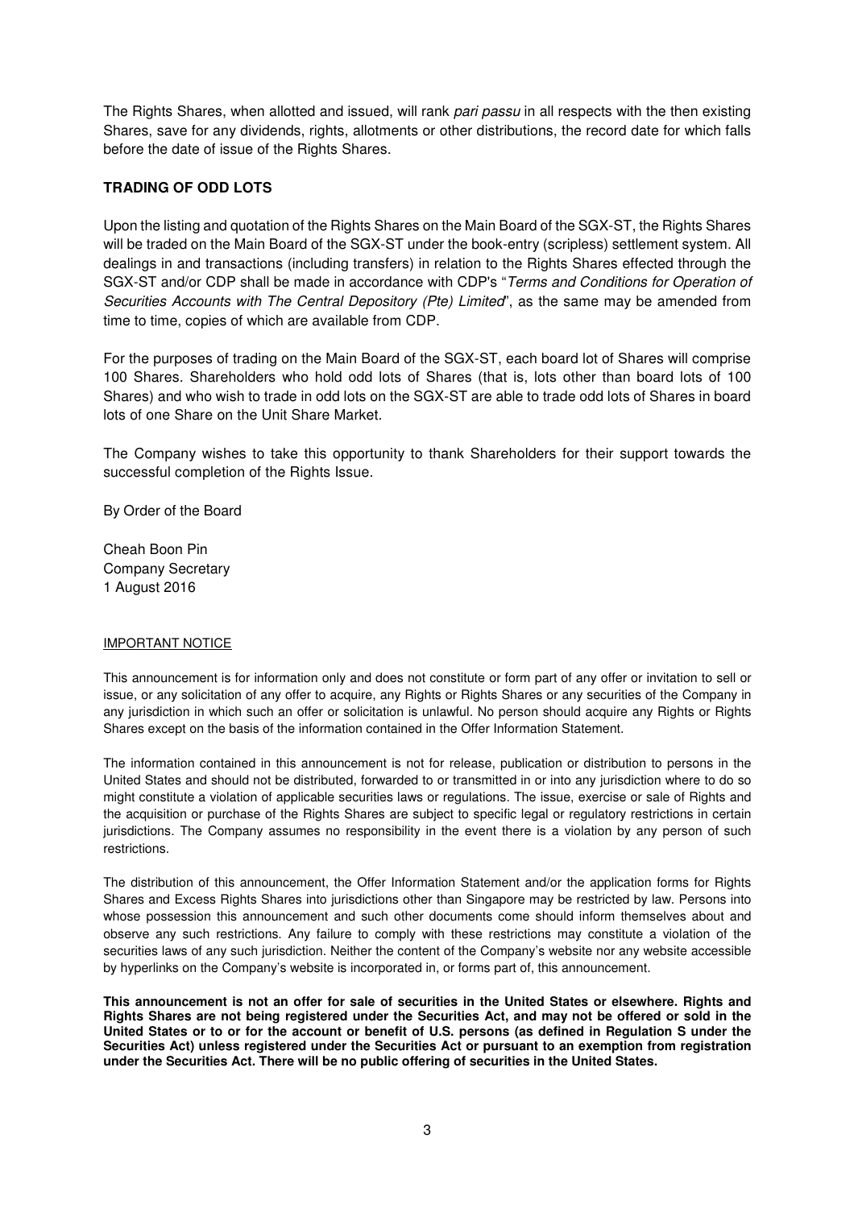The Rights Shares, when allotted and issued, will rank *pari passu* in all respects with the then existing Shares, save for any dividends, rights, allotments or other distributions, the record date for which falls before the date of issue of the Rights Shares.

## TRADING OF ODD LOTS

Upon the listing and quotation of the Rights Shares on the Main Board of the SGX-ST, the Rights Shares will be traded on the Main Board of the SGX-ST under the book-entry (scripless) settlement system. All dealings in and transactions (including transfers) in relation to the Rights Shares effected through the SGX-ST and/or CDP shall be made in accordance with CDP's "*Terms and Conditions for Operation of Securities Accounts with The Central Depository (Pte) Limited*", as the same may be amended from time to time, copies of which are available from CDP.

For the purposes of trading on the Main Board of the SGX-ST, each board lot of Shares will comprise 100 Shares. Shareholders who hold odd lots of Shares (that is, lots other than board lots of 100 Shares) and who wish to trade in odd lots on the SGX-ST are able to trade odd lots of Shares in board lots of one Share on the Unit Share Market.

The Company wishes to take this opportunity to thank Shareholders for their support towards the successful completion of the Rights Issue.

By Order of the Board

Cheah Boon Pin
Company Secretary
1 August 2016

IMPORTANT NOTICE

This announcement is for information only and does not constitute or form part of any offer or invitation to sell or issue, or any solicitation of any offer to acquire, any Rights or Rights Shares or any securities of the Company in any jurisdiction in which such an offer or solicitation is unlawful. No person should acquire any Rights or Rights Shares except on the basis of the information contained in the Offer Information Statement.

The information contained in this announcement is not for release, publication or distribution to persons in the United States and should not be distributed, forwarded to or transmitted in or into any jurisdiction where to do so might constitute a violation of applicable securities laws or regulations. The issue, exercise or sale of Rights and the acquisition or purchase of the Rights Shares are subject to specific legal or regulatory restrictions in certain jurisdictions. The Company assumes no responsibility in the event there is a violation by any person of such restrictions.

The distribution of this announcement, the Offer Information Statement and/or the application forms for Rights Shares and Excess Rights Shares into jurisdictions other than Singapore may be restricted by law. Persons into whose possession this announcement and such other documents come should inform themselves about and observe any such restrictions. Any failure to comply with these restrictions may constitute a violation of the securities laws of any such jurisdiction. Neither the content of the Company's website nor any website accessible by hyperlinks on the Company's website is incorporated in, or forms part of, this announcement.

**This announcement is not an offer for sale of securities in the United States or elsewhere. Rights and Rights Shares are not being registered under the Securities Act, and may not be offered or sold in the United States or to or for the account or benefit of U.S. persons (as defined in Regulation S under the Securities Act) unless registered under the Securities Act or pursuant to an exemption from registration under the Securities Act. There will be no public offering of securities in the United States.**